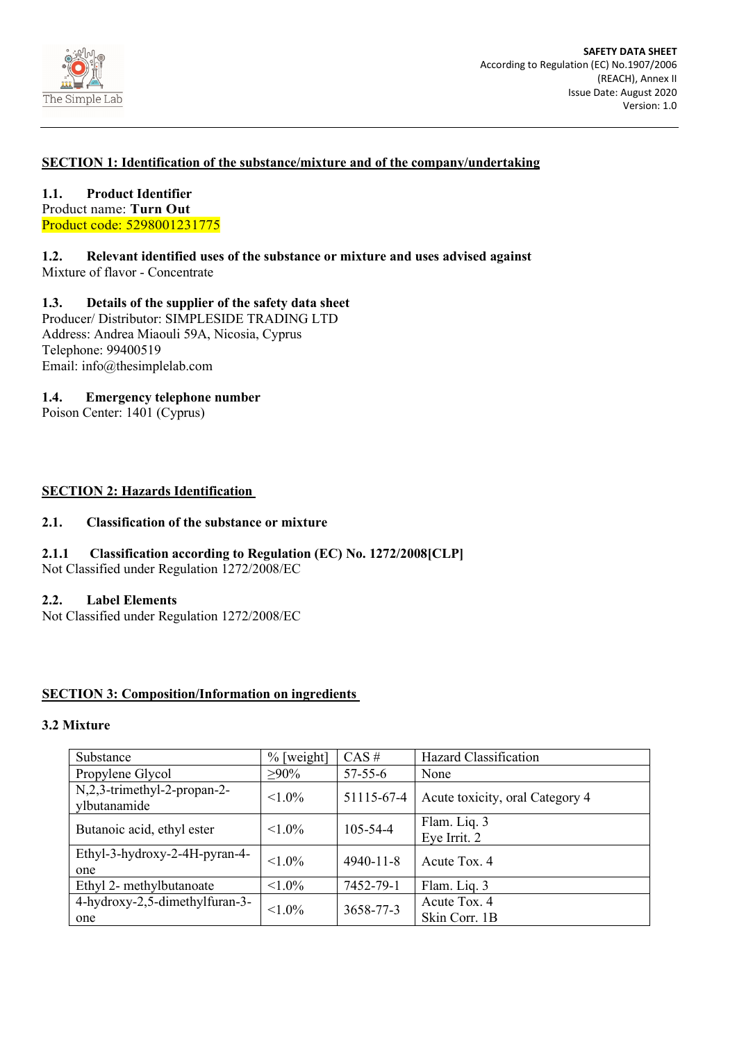**SAFETY DATA SHEET**
According to Regulation (EC) No.1907/2006 (REACH), Annex II
Issue Date: August 2020
Version: 1.0

## SECTION 1: Identification of the substance/mixture and of the company/undertaking

### 1.1. Product Identifier

Product name: **Turn Out**
Product code: 5298001231775

### 1.2. Relevant identified uses of the substance or mixture and uses advised against

Mixture of flavor - Concentrate

### 1.3. Details of the supplier of the safety data sheet

Producer/ Distributor: SIMPLESIDE TRADING LTD
Address: Andrea Miaouli 59A, Nicosia, Cyprus
Telephone: 99400519
Email: info@thesimplelab.com

### 1.4. Emergency telephone number

Poison Center: 1401 (Cyprus)

## SECTION 2: Hazards Identification

### 2.1. Classification of the substance or mixture

#### 2.1.1 Classification according to Regulation (EC) No. 1272/2008[CLP]

Not Classified under Regulation 1272/2008/EC

### 2.2. Label Elements

Not Classified under Regulation 1272/2008/EC

## SECTION 3: Composition/Information on ingredients

### 3.2 Mixture

| Substance | % [weight] | CAS # | Hazard Classification |
|---|---|---|---|
| Propylene Glycol | ≥90% | 57-55-6 | None |
| N,2,3-trimethyl-2-propan-2-ylbutanamide | <1.0% | 51115-67-4 | Acute toxicity, oral Category 4 |
| Butanoic acid, ethyl ester | <1.0% | 105-54-4 | Flam. Liq. 3<br>Eye Irrit. 2 |
| Ethyl-3-hydroxy-2-4H-pyran-4-one | <1.0% | 4940-11-8 | Acute Tox. 4 |
| Ethyl 2- methylbutanoate | <1.0% | 7452-79-1 | Flam. Liq. 3 |
| 4-hydroxy-2,5-dimethylfuran-3-one | <1.0% | 3658-77-3 | Acute Tox. 4<br>Skin Corr. 1B |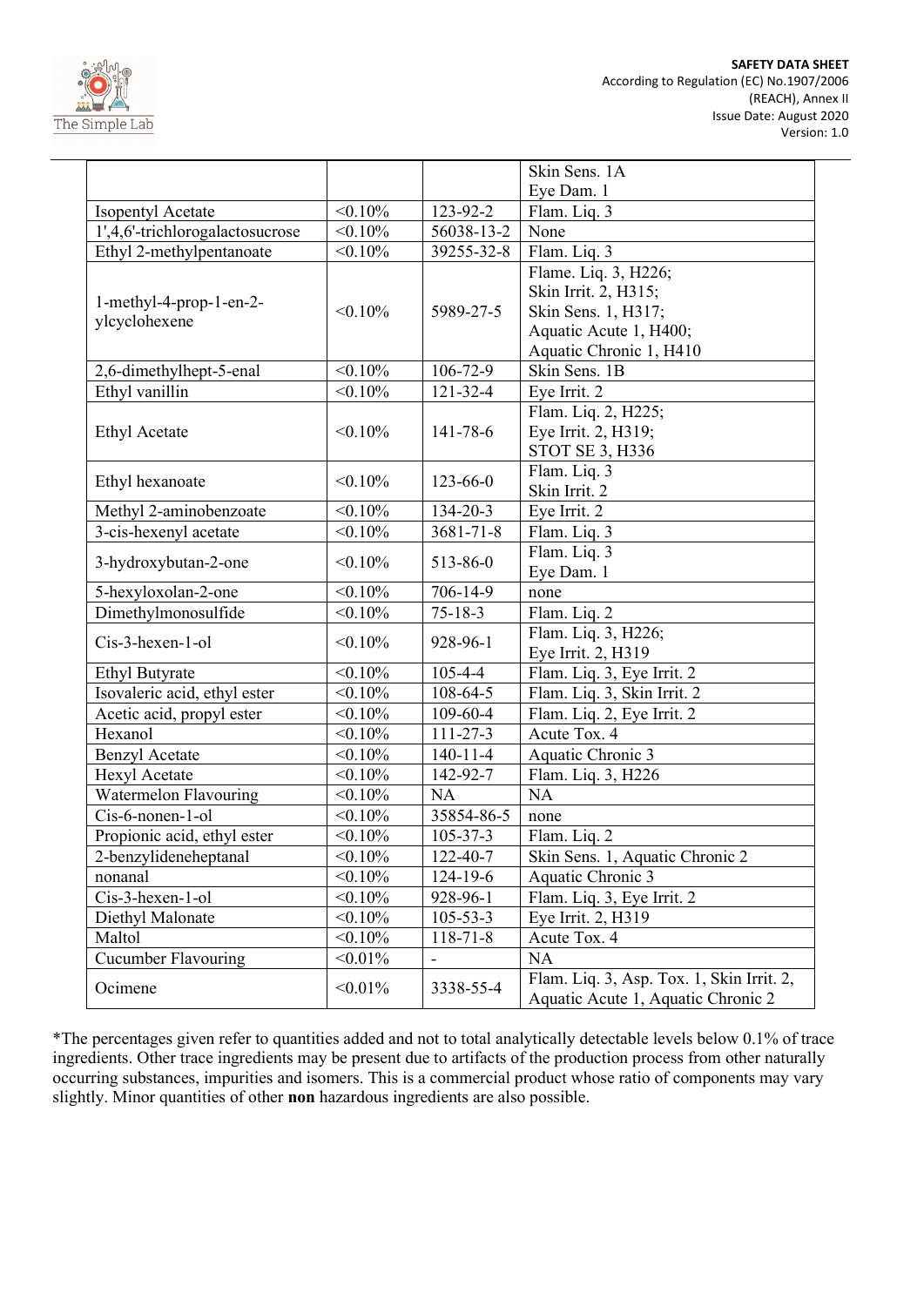| | | | |
|---|---|---|---|
| | | | Skin Sens. 1A<br>Eye Dam. 1 |
| Isopentyl Acetate | <0.10% | 123-92-2 | Flam. Liq. 3 |
| 1',4,6'-trichlorogalactosucrose | <0.10% | 56038-13-2 | None |
| Ethyl 2-methylpentanoate | <0.10% | 39255-32-8 | Flam. Liq. 3 |
| 1-methyl-4-prop-1-en-2-ylcyclohexene | <0.10% | 5989-27-5 | Flame. Liq. 3, H226;<br>Skin Irrit. 2, H315;<br>Skin Sens. 1, H317;<br>Aquatic Acute 1, H400;<br>Aquatic Chronic 1, H410 |
| 2,6-dimethylhept-5-enal | <0.10% | 106-72-9 | Skin Sens. 1B |
| Ethyl vanillin | <0.10% | 121-32-4 | Eye Irrit. 2 |
| Ethyl Acetate | <0.10% | 141-78-6 | Flam. Liq. 2, H225;<br>Eye Irrit. 2, H319;<br>STOT SE 3, H336 |
| Ethyl hexanoate | <0.10% | 123-66-0 | Flam. Liq. 3<br>Skin Irrit. 2 |
| Methyl 2-aminobenzoate | <0.10% | 134-20-3 | Eye Irrit. 2 |
| 3-cis-hexenyl acetate | <0.10% | 3681-71-8 | Flam. Liq. 3 |
| 3-hydroxybutan-2-one | <0.10% | 513-86-0 | Flam. Liq. 3<br>Eye Dam. 1 |
| 5-hexyloxolan-2-one | <0.10% | 706-14-9 | none |
| Dimethylmonosulfide | <0.10% | 75-18-3 | Flam. Liq. 2 |
| Cis-3-hexen-1-ol | <0.10% | 928-96-1 | Flam. Liq. 3, H226;<br>Eye Irrit. 2, H319 |
| Ethyl Butyrate | <0.10% | 105-4-4 | Flam. Liq. 3, Eye Irrit. 2 |
| Isovaleric acid, ethyl ester | <0.10% | 108-64-5 | Flam. Liq. 3, Skin Irrit. 2 |
| Acetic acid, propyl ester | <0.10% | 109-60-4 | Flam. Liq. 2, Eye Irrit. 2 |
| Hexanol | <0.10% | 111-27-3 | Acute Tox. 4 |
| Benzyl Acetate | <0.10% | 140-11-4 | Aquatic Chronic 3 |
| Hexyl Acetate | <0.10% | 142-92-7 | Flam. Liq. 3, H226 |
| Watermelon Flavouring | <0.10% | NA | NA |
| Cis-6-nonen-1-ol | <0.10% | 35854-86-5 | none |
| Propionic acid, ethyl ester | <0.10% | 105-37-3 | Flam. Liq. 2 |
| 2-benzylideneheptanal | <0.10% | 122-40-7 | Skin Sens. 1, Aquatic Chronic 2 |
| nonanal | <0.10% | 124-19-6 | Aquatic Chronic 3 |
| Cis-3-hexen-1-ol | <0.10% | 928-96-1 | Flam. Liq. 3, Eye Irrit. 2 |
| Diethyl Malonate | <0.10% | 105-53-3 | Eye Irrit. 2, H319 |
| Maltol | <0.10% | 118-71-8 | Acute Tox. 4 |
| Cucumber Flavouring | <0.01% | - | NA |
| Ocimene | <0.01% | 3338-55-4 | Flam. Liq. 3, Asp. Tox. 1, Skin Irrit. 2,<br>Aquatic Acute 1, Aquatic Chronic 2 |

*The percentages given refer to quantities added and not to total analytically detectable levels below 0.1% of trace ingredients. Other trace ingredients may be present due to artifacts of the production process from other naturally occurring substances, impurities and isomers. This is a commercial product whose ratio of components may vary slightly. Minor quantities of other **non** hazardous ingredients are also possible.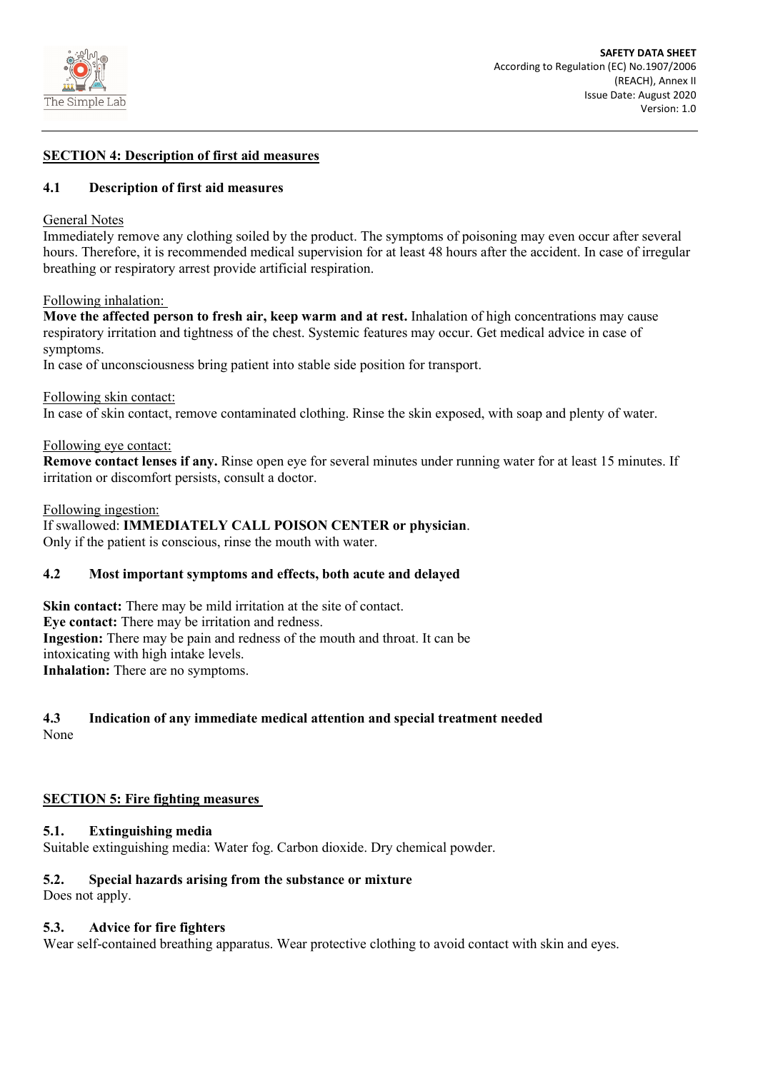## SECTION 4: Description of first aid measures

### 4.1 Description of first aid measures

General Notes

Immediately remove any clothing soiled by the product. The symptoms of poisoning may even occur after several hours. Therefore, it is recommended medical supervision for at least 48 hours after the accident. In case of irregular breathing or respiratory arrest provide artificial respiration.

Following inhalation:

**Move the affected person to fresh air, keep warm and at rest.** Inhalation of high concentrations may cause respiratory irritation and tightness of the chest. Systemic features may occur. Get medical advice in case of symptoms.

In case of unconsciousness bring patient into stable side position for transport.

Following skin contact:

In case of skin contact, remove contaminated clothing. Rinse the skin exposed, with soap and plenty of water.

Following eye contact:

**Remove contact lenses if any.** Rinse open eye for several minutes under running water for at least 15 minutes. If irritation or discomfort persists, consult a doctor.

Following ingestion:

If swallowed: **IMMEDIATELY CALL POISON CENTER or physician**.

Only if the patient is conscious, rinse the mouth with water.

### 4.2 Most important symptoms and effects, both acute and delayed

**Skin contact:** There may be mild irritation at the site of contact.
**Eye contact:** There may be irritation and redness.
**Ingestion:** There may be pain and redness of the mouth and throat. It can be intoxicating with high intake levels.
**Inhalation:** There are no symptoms.

### 4.3 Indication of any immediate medical attention and special treatment needed

None

## SECTION 5: Fire fighting measures

### 5.1. Extinguishing media

Suitable extinguishing media: Water fog. Carbon dioxide. Dry chemical powder.

### 5.2. Special hazards arising from the substance or mixture

Does not apply.

### 5.3. Advice for fire fighters

Wear self-contained breathing apparatus. Wear protective clothing to avoid contact with skin and eyes.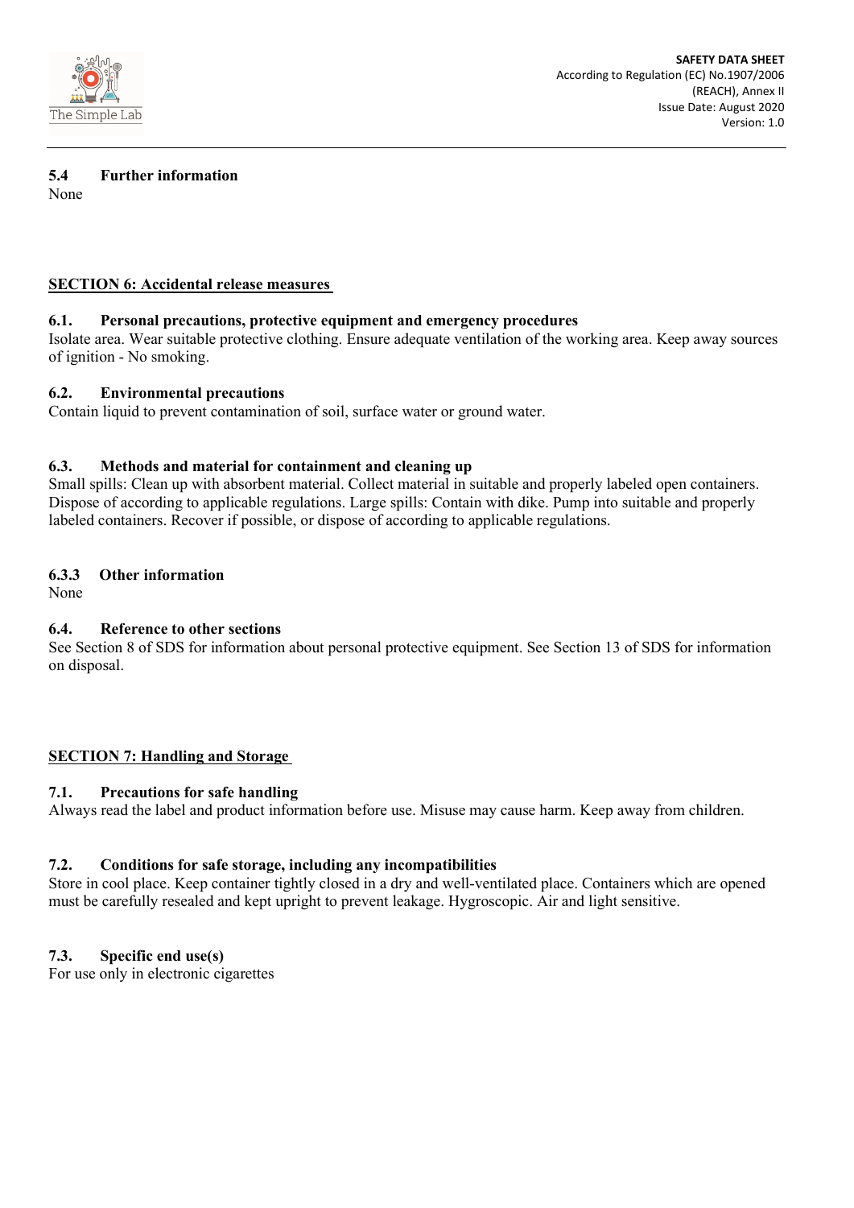### 5.4 Further information

None

## SECTION 6: Accidental release measures

### 6.1. Personal precautions, protective equipment and emergency procedures

Isolate area. Wear suitable protective clothing. Ensure adequate ventilation of the working area. Keep away sources of ignition - No smoking.

### 6.2. Environmental precautions

Contain liquid to prevent contamination of soil, surface water or ground water.

### 6.3. Methods and material for containment and cleaning up

Small spills: Clean up with absorbent material. Collect material in suitable and properly labeled open containers. Dispose of according to applicable regulations. Large spills: Contain with dike. Pump into suitable and properly labeled containers. Recover if possible, or dispose of according to applicable regulations.

### 6.3.3 Other information

None

### 6.4. Reference to other sections

See Section 8 of SDS for information about personal protective equipment. See Section 13 of SDS for information on disposal.

## SECTION 7: Handling and Storage

### 7.1. Precautions for safe handling

Always read the label and product information before use. Misuse may cause harm. Keep away from children.

### 7.2. Conditions for safe storage, including any incompatibilities

Store in cool place. Keep container tightly closed in a dry and well-ventilated place. Containers which are opened must be carefully resealed and kept upright to prevent leakage. Hygroscopic. Air and light sensitive.

### 7.3. Specific end use(s)

For use only in electronic cigarettes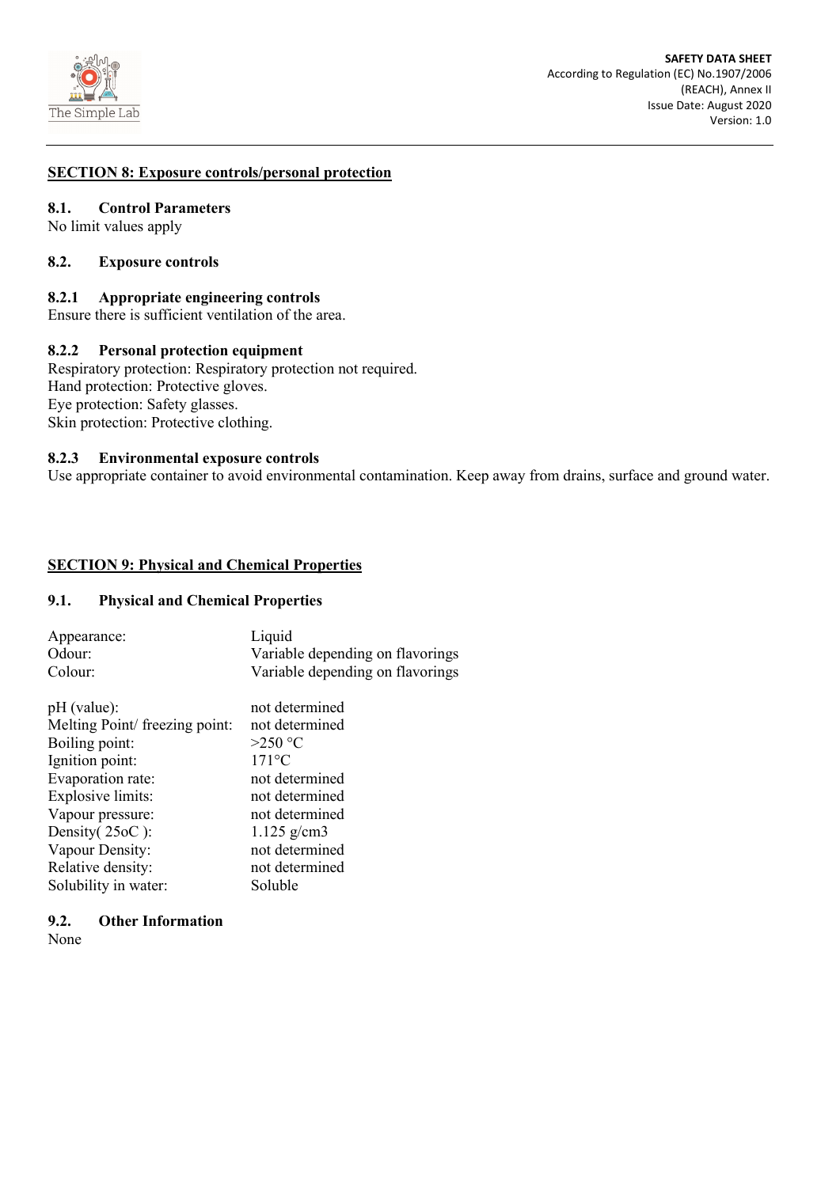## SECTION 8: Exposure controls/personal protection

### 8.1. Control Parameters

No limit values apply

### 8.2. Exposure controls

#### 8.2.1 Appropriate engineering controls

Ensure there is sufficient ventilation of the area.

#### 8.2.2 Personal protection equipment

Respiratory protection: Respiratory protection not required.
Hand protection: Protective gloves.
Eye protection: Safety glasses.
Skin protection: Protective clothing.

#### 8.2.3 Environmental exposure controls

Use appropriate container to avoid environmental contamination. Keep away from drains, surface and ground water.

## SECTION 9: Physical and Chemical Properties

### 9.1. Physical and Chemical Properties

| | |
|---|---|
| Appearance: | Liquid |
| Odour: | Variable depending on flavorings |
| Colour: | Variable depending on flavorings |
| pH (value): | not determined |
| Melting Point/ freezing point: | not determined |
| Boiling point: | >250 °C |
| Ignition point: | 171°C |
| Evaporation rate: | not determined |
| Explosive limits: | not determined |
| Vapour pressure: | not determined |
| Density( 25oC ): | 1.125 g/cm3 |
| Vapour Density: | not determined |
| Relative density: | not determined |
| Solubility in water: | Soluble |

### 9.2. Other Information

None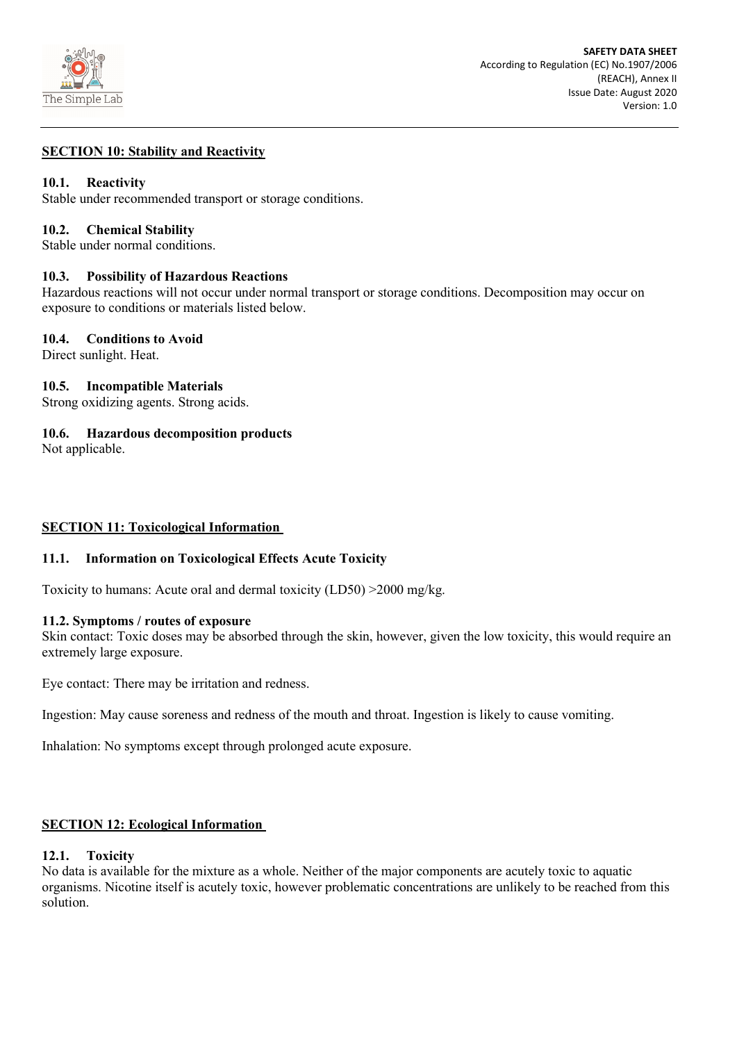## SECTION 10: Stability and Reactivity

### 10.1. Reactivity

Stable under recommended transport or storage conditions.

### 10.2. Chemical Stability

Stable under normal conditions.

### 10.3. Possibility of Hazardous Reactions

Hazardous reactions will not occur under normal transport or storage conditions. Decomposition may occur on exposure to conditions or materials listed below.

### 10.4. Conditions to Avoid

Direct sunlight. Heat.

### 10.5. Incompatible Materials

Strong oxidizing agents. Strong acids.

### 10.6. Hazardous decomposition products

Not applicable.

## SECTION 11: Toxicological Information

### 11.1. Information on Toxicological Effects Acute Toxicity

Toxicity to humans: Acute oral and dermal toxicity (LD50) >2000 mg/kg.

### 11.2. Symptoms / routes of exposure

Skin contact: Toxic doses may be absorbed through the skin, however, given the low toxicity, this would require an extremely large exposure.

Eye contact: There may be irritation and redness.

Ingestion: May cause soreness and redness of the mouth and throat. Ingestion is likely to cause vomiting.

Inhalation: No symptoms except through prolonged acute exposure.

## SECTION 12: Ecological Information

### 12.1. Toxicity

No data is available for the mixture as a whole. Neither of the major components are acutely toxic to aquatic organisms. Nicotine itself is acutely toxic, however problematic concentrations are unlikely to be reached from this solution.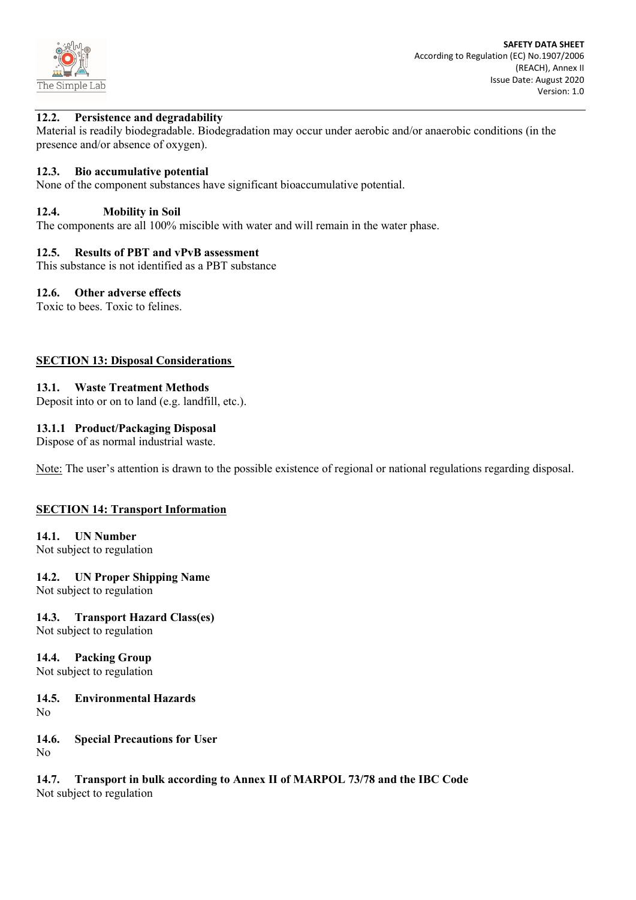### 12.2. Persistence and degradability

Material is readily biodegradable. Biodegradation may occur under aerobic and/or anaerobic conditions (in the presence and/or absence of oxygen).

### 12.3. Bio accumulative potential

None of the component substances have significant bioaccumulative potential.

### 12.4. Mobility in Soil

The components are all 100% miscible with water and will remain in the water phase.

### 12.5. Results of PBT and vPvB assessment

This substance is not identified as a PBT substance

### 12.6. Other adverse effects

Toxic to bees. Toxic to felines.

## SECTION 13: Disposal Considerations

### 13.1. Waste Treatment Methods

Deposit into or on to land (e.g. landfill, etc.).

### 13.1.1 Product/Packaging Disposal

Dispose of as normal industrial waste.

Note: The user's attention is drawn to the possible existence of regional or national regulations regarding disposal.

## SECTION 14: Transport Information

### 14.1. UN Number

Not subject to regulation

### 14.2. UN Proper Shipping Name

Not subject to regulation

### 14.3. Transport Hazard Class(es)

Not subject to regulation

### 14.4. Packing Group

Not subject to regulation

### 14.5. Environmental Hazards

No

### 14.6. Special Precautions for User

No

### 14.7. Transport in bulk according to Annex II of MARPOL 73/78 and the IBC Code

Not subject to regulation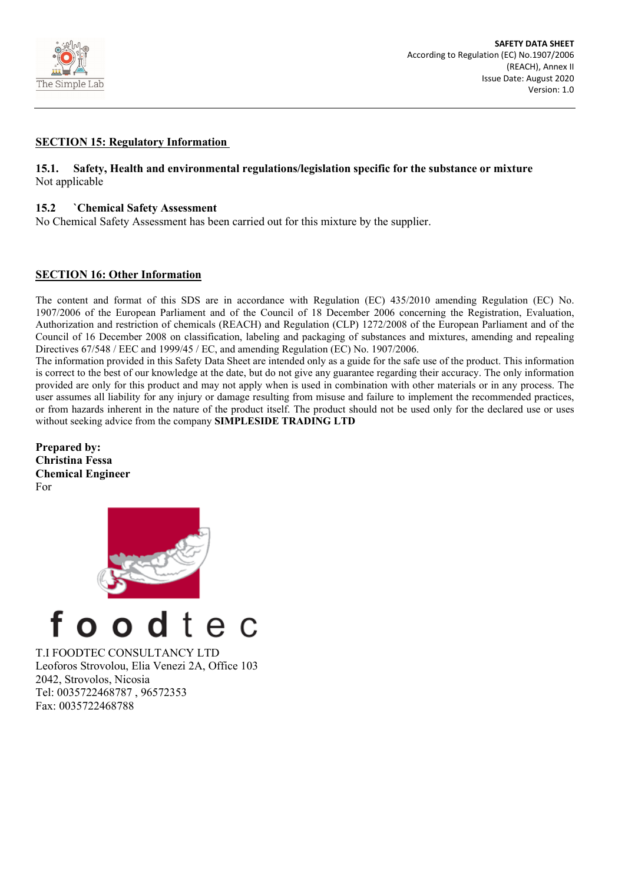## SECTION 15: Regulatory Information

### 15.1. Safety, Health and environmental regulations/legislation specific for the substance or mixture

Not applicable

### 15.2 `Chemical Safety Assessment

No Chemical Safety Assessment has been carried out for this mixture by the supplier.

## SECTION 16: Other Information

The content and format of this SDS are in accordance with Regulation (EC) 435/2010 amending Regulation (EC) No. 1907/2006 of the European Parliament and of the Council of 18 December 2006 concerning the Registration, Evaluation, Authorization and restriction of chemicals (REACH) and Regulation (CLP) 1272/2008 of the European Parliament and of the Council of 16 December 2008 on classification, labeling and packaging of substances and mixtures, amending and repealing Directives 67/548 / EEC and 1999/45 / EC, and amending Regulation (EC) No. 1907/2006.
The information provided in this Safety Data Sheet are intended only as a guide for the safe use of the product. This information is correct to the best of our knowledge at the date, but do not give any guarantee regarding their accuracy. The only information provided are only for this product and may not apply when is used in combination with other materials or in any process. The user assumes all liability for any injury or damage resulting from misuse and failure to implement the recommended practices, or from hazards inherent in the nature of the product itself. The product should not be used only for the declared use or uses without seeking advice from the company **SIMPLESIDE TRADING LTD**

**Prepared by:**
**Christina Fessa**
**Chemical Engineer**
For

foodtec

T.I FOODTEC CONSULTANCY LTD
Leoforos Strovolou, Elia Venezi 2A, Office 103
2042, Strovolos, Nicosia
Tel: 0035722468787 , 96572353
Fax: 0035722468788